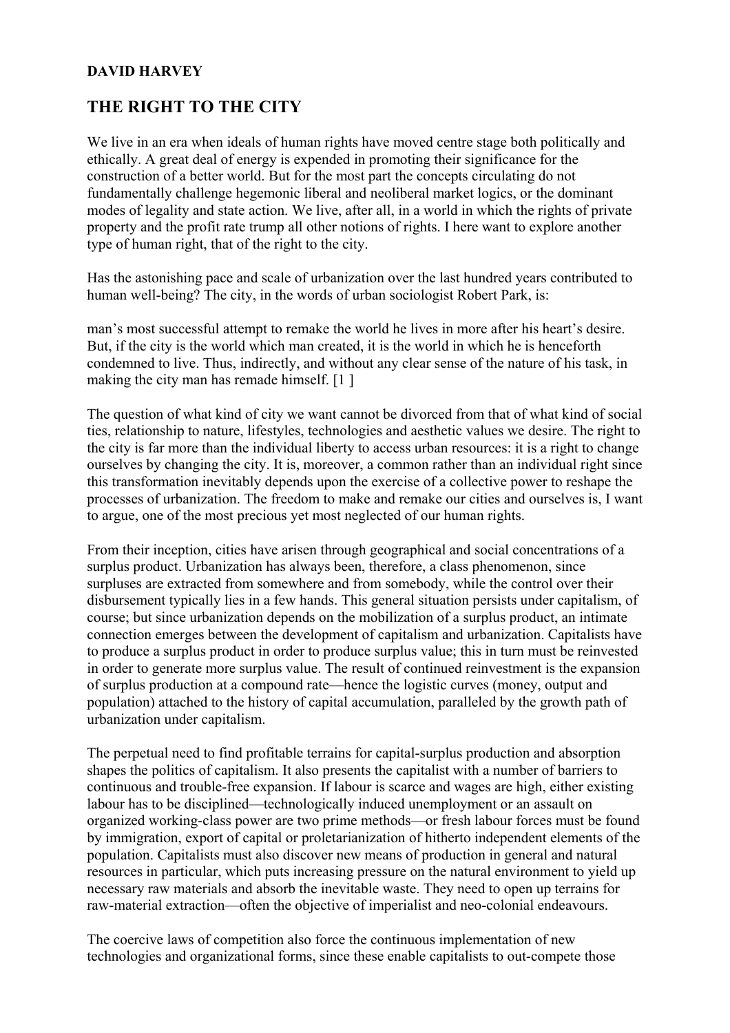**DAVID HARVEY**

# THE RIGHT TO THE CITY

We live in an era when ideals of human rights have moved centre stage both politically and ethically. A great deal of energy is expended in promoting their significance for the construction of a better world. But for the most part the concepts circulating do not fundamentally challenge hegemonic liberal and neoliberal market logics, or the dominant modes of legality and state action. We live, after all, in a world in which the rights of private property and the profit rate trump all other notions of rights. I here want to explore another type of human right, that of the right to the city.

Has the astonishing pace and scale of urbanization over the last hundred years contributed to human well-being? The city, in the words of urban sociologist Robert Park, is:

man's most successful attempt to remake the world he lives in more after his heart's desire. But, if the city is the world which man created, it is the world in which he is henceforth condemned to live. Thus, indirectly, and without any clear sense of the nature of his task, in making the city man has remade himself. [1]

The question of what kind of city we want cannot be divorced from that of what kind of social ties, relationship to nature, lifestyles, technologies and aesthetic values we desire. The right to the city is far more than the individual liberty to access urban resources: it is a right to change ourselves by changing the city. It is, moreover, a common rather than an individual right since this transformation inevitably depends upon the exercise of a collective power to reshape the processes of urbanization. The freedom to make and remake our cities and ourselves is, I want to argue, one of the most precious yet most neglected of our human rights.

From their inception, cities have arisen through geographical and social concentrations of a surplus product. Urbanization has always been, therefore, a class phenomenon, since surpluses are extracted from somewhere and from somebody, while the control over their disbursement typically lies in a few hands. This general situation persists under capitalism, of course; but since urbanization depends on the mobilization of a surplus product, an intimate connection emerges between the development of capitalism and urbanization. Capitalists have to produce a surplus product in order to produce surplus value; this in turn must be reinvested in order to generate more surplus value. The result of continued reinvestment is the expansion of surplus production at a compound rate—hence the logistic curves (money, output and population) attached to the history of capital accumulation, paralleled by the growth path of urbanization under capitalism.

The perpetual need to find profitable terrains for capital-surplus production and absorption shapes the politics of capitalism. It also presents the capitalist with a number of barriers to continuous and trouble-free expansion. If labour is scarce and wages are high, either existing labour has to be disciplined—technologically induced unemployment or an assault on organized working-class power are two prime methods—or fresh labour forces must be found by immigration, export of capital or proletarianization of hitherto independent elements of the population. Capitalists must also discover new means of production in general and natural resources in particular, which puts increasing pressure on the natural environment to yield up necessary raw materials and absorb the inevitable waste. They need to open up terrains for raw-material extraction—often the objective of imperialist and neo-colonial endeavours.

The coercive laws of competition also force the continuous implementation of new technologies and organizational forms, since these enable capitalists to out-compete those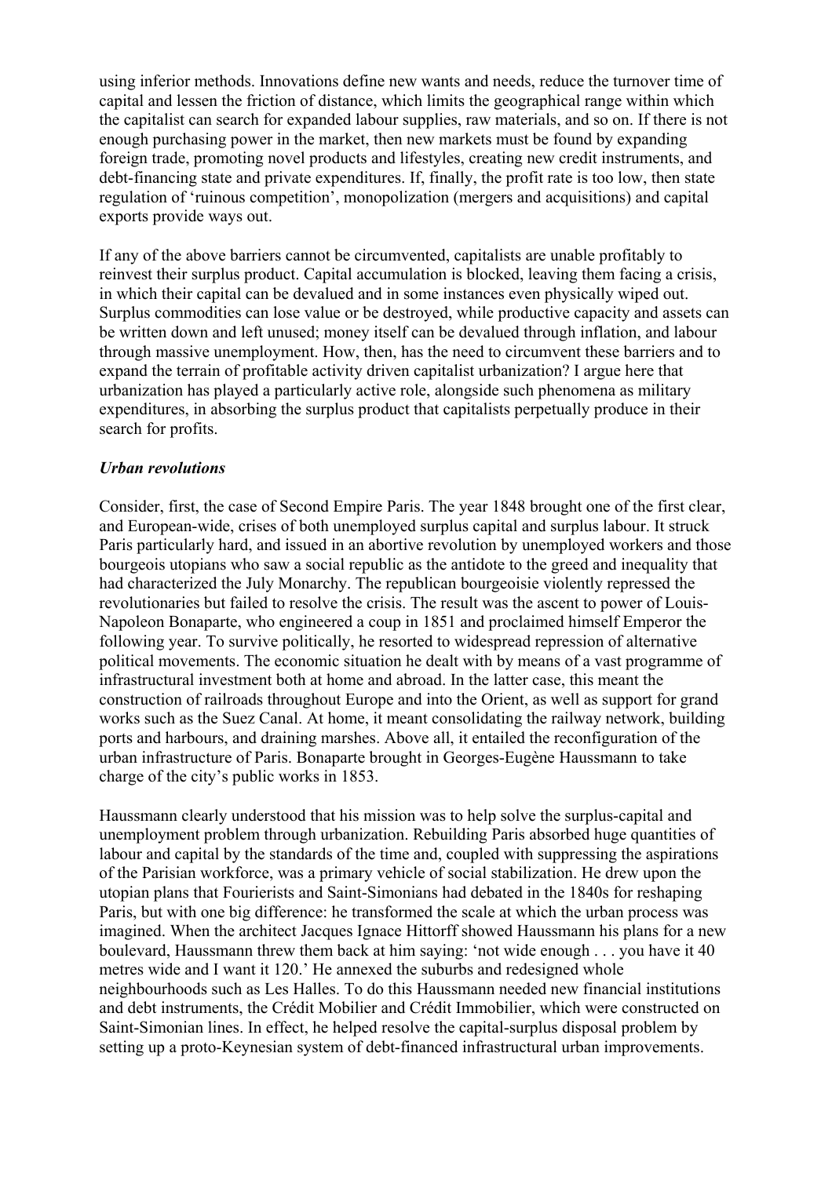using inferior methods. Innovations define new wants and needs, reduce the turnover time of capital and lessen the friction of distance, which limits the geographical range within which the capitalist can search for expanded labour supplies, raw materials, and so on. If there is not enough purchasing power in the market, then new markets must be found by expanding foreign trade, promoting novel products and lifestyles, creating new credit instruments, and debt-financing state and private expenditures. If, finally, the profit rate is too low, then state regulation of 'ruinous competition', monopolization (mergers and acquisitions) and capital exports provide ways out.

If any of the above barriers cannot be circumvented, capitalists are unable profitably to reinvest their surplus product. Capital accumulation is blocked, leaving them facing a crisis, in which their capital can be devalued and in some instances even physically wiped out. Surplus commodities can lose value or be destroyed, while productive capacity and assets can be written down and left unused; money itself can be devalued through inflation, and labour through massive unemployment. How, then, has the need to circumvent these barriers and to expand the terrain of profitable activity driven capitalist urbanization? I argue here that urbanization has played a particularly active role, alongside such phenomena as military expenditures, in absorbing the surplus product that capitalists perpetually produce in their search for profits.

### *Urban revolutions*

Consider, first, the case of Second Empire Paris. The year 1848 brought one of the first clear, and European-wide, crises of both unemployed surplus capital and surplus labour. It struck Paris particularly hard, and issued in an abortive revolution by unemployed workers and those bourgeois utopians who saw a social republic as the antidote to the greed and inequality that had characterized the July Monarchy. The republican bourgeoisie violently repressed the revolutionaries but failed to resolve the crisis. The result was the ascent to power of Louis-Napoleon Bonaparte, who engineered a coup in 1851 and proclaimed himself Emperor the following year. To survive politically, he resorted to widespread repression of alternative political movements. The economic situation he dealt with by means of a vast programme of infrastructural investment both at home and abroad. In the latter case, this meant the construction of railroads throughout Europe and into the Orient, as well as support for grand works such as the Suez Canal. At home, it meant consolidating the railway network, building ports and harbours, and draining marshes. Above all, it entailed the reconfiguration of the urban infrastructure of Paris. Bonaparte brought in Georges-Eugène Haussmann to take charge of the city's public works in 1853.

Haussmann clearly understood that his mission was to help solve the surplus-capital and unemployment problem through urbanization. Rebuilding Paris absorbed huge quantities of labour and capital by the standards of the time and, coupled with suppressing the aspirations of the Parisian workforce, was a primary vehicle of social stabilization. He drew upon the utopian plans that Fourierists and Saint-Simonians had debated in the 1840s for reshaping Paris, but with one big difference: he transformed the scale at which the urban process was imagined. When the architect Jacques Ignace Hittorff showed Haussmann his plans for a new boulevard, Haussmann threw them back at him saying: 'not wide enough . . . you have it 40 metres wide and I want it 120.' He annexed the suburbs and redesigned whole neighbourhoods such as Les Halles. To do this Haussmann needed new financial institutions and debt instruments, the Crédit Mobilier and Crédit Immobilier, which were constructed on Saint-Simonian lines. In effect, he helped resolve the capital-surplus disposal problem by setting up a proto-Keynesian system of debt-financed infrastructural urban improvements.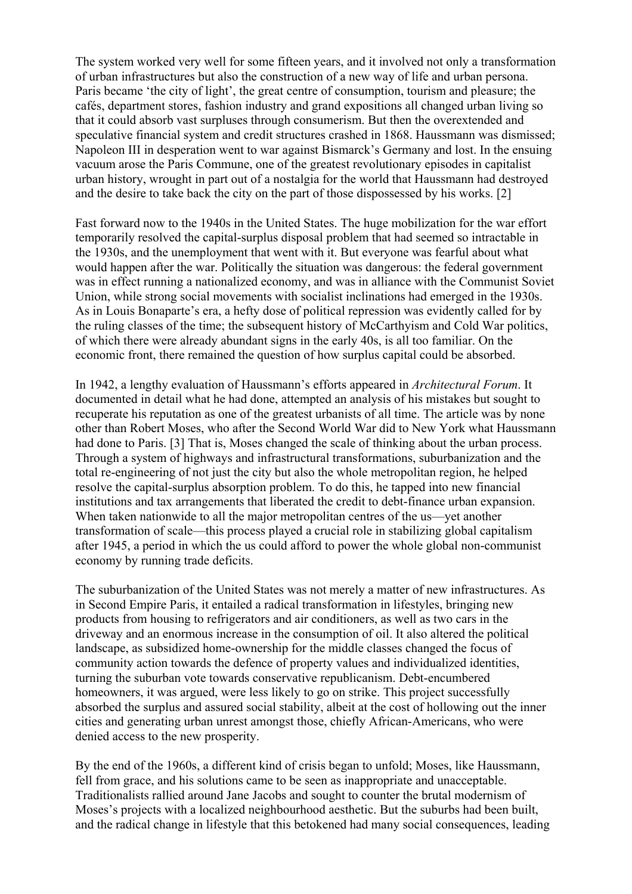The system worked very well for some fifteen years, and it involved not only a transformation of urban infrastructures but also the construction of a new way of life and urban persona. Paris became 'the city of light', the great centre of consumption, tourism and pleasure; the cafés, department stores, fashion industry and grand expositions all changed urban living so that it could absorb vast surpluses through consumerism. But then the overextended and speculative financial system and credit structures crashed in 1868. Haussmann was dismissed; Napoleon III in desperation went to war against Bismarck's Germany and lost. In the ensuing vacuum arose the Paris Commune, one of the greatest revolutionary episodes in capitalist urban history, wrought in part out of a nostalgia for the world that Haussmann had destroyed and the desire to take back the city on the part of those dispossessed by his works. [2]

Fast forward now to the 1940s in the United States. The huge mobilization for the war effort temporarily resolved the capital-surplus disposal problem that had seemed so intractable in the 1930s, and the unemployment that went with it. But everyone was fearful about what would happen after the war. Politically the situation was dangerous: the federal government was in effect running a nationalized economy, and was in alliance with the Communist Soviet Union, while strong social movements with socialist inclinations had emerged in the 1930s. As in Louis Bonaparte's era, a hefty dose of political repression was evidently called for by the ruling classes of the time; the subsequent history of McCarthyism and Cold War politics, of which there were already abundant signs in the early 40s, is all too familiar. On the economic front, there remained the question of how surplus capital could be absorbed.

In 1942, a lengthy evaluation of Haussmann's efforts appeared in *Architectural Forum*. It documented in detail what he had done, attempted an analysis of his mistakes but sought to recuperate his reputation as one of the greatest urbanists of all time. The article was by none other than Robert Moses, who after the Second World War did to New York what Haussmann had done to Paris. [3] That is, Moses changed the scale of thinking about the urban process. Through a system of highways and infrastructural transformations, suburbanization and the total re-engineering of not just the city but also the whole metropolitan region, he helped resolve the capital-surplus absorption problem. To do this, he tapped into new financial institutions and tax arrangements that liberated the credit to debt-finance urban expansion. When taken nationwide to all the major metropolitan centres of the us—yet another transformation of scale—this process played a crucial role in stabilizing global capitalism after 1945, a period in which the us could afford to power the whole global non-communist economy by running trade deficits.

The suburbanization of the United States was not merely a matter of new infrastructures. As in Second Empire Paris, it entailed a radical transformation in lifestyles, bringing new products from housing to refrigerators and air conditioners, as well as two cars in the driveway and an enormous increase in the consumption of oil. It also altered the political landscape, as subsidized home-ownership for the middle classes changed the focus of community action towards the defence of property values and individualized identities, turning the suburban vote towards conservative republicanism. Debt-encumbered homeowners, it was argued, were less likely to go on strike. This project successfully absorbed the surplus and assured social stability, albeit at the cost of hollowing out the inner cities and generating urban unrest amongst those, chiefly African-Americans, who were denied access to the new prosperity.

By the end of the 1960s, a different kind of crisis began to unfold; Moses, like Haussmann, fell from grace, and his solutions came to be seen as inappropriate and unacceptable. Traditionalists rallied around Jane Jacobs and sought to counter the brutal modernism of Moses's projects with a localized neighbourhood aesthetic. But the suburbs had been built, and the radical change in lifestyle that this betokened had many social consequences, leading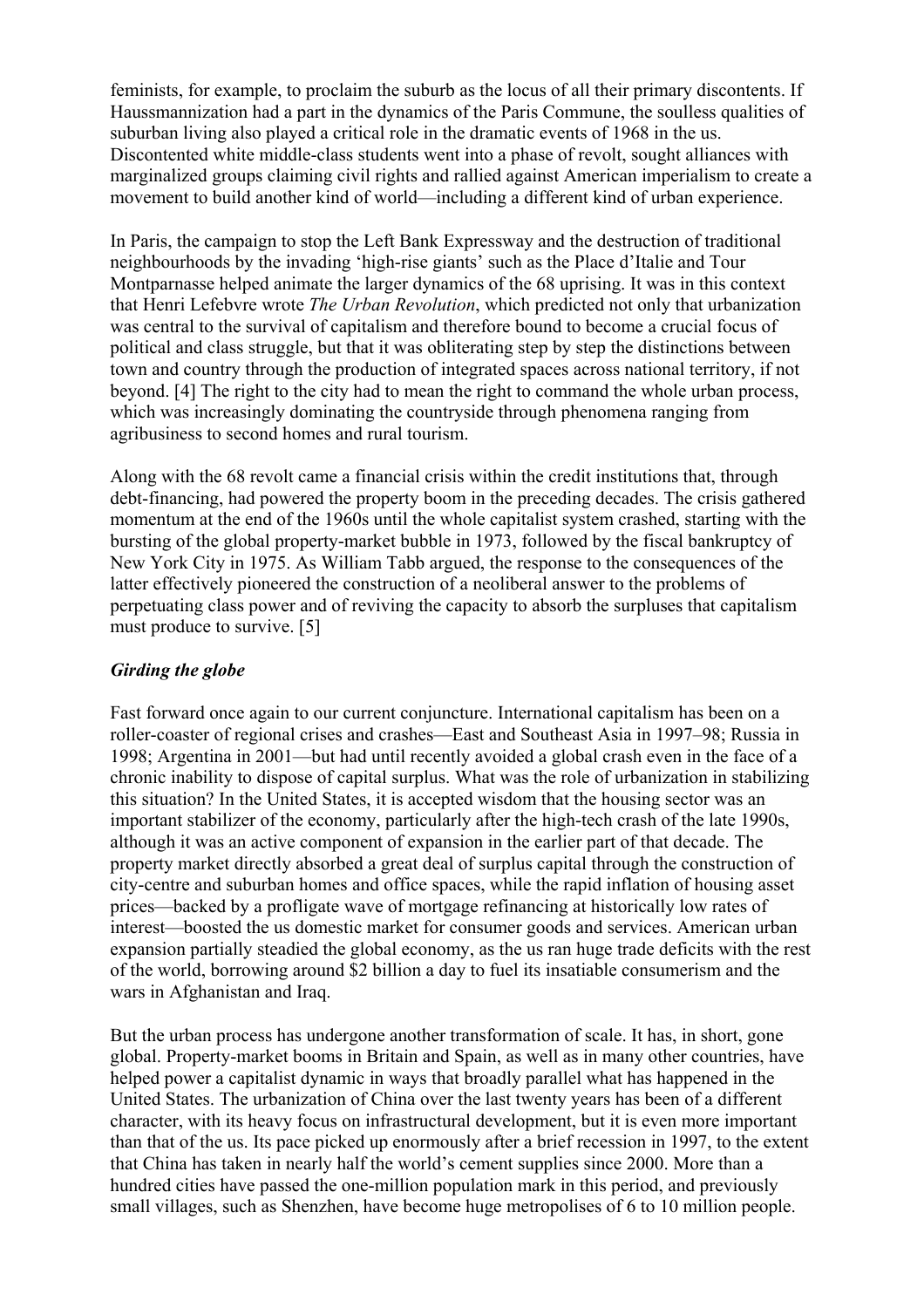feminists, for example, to proclaim the suburb as the locus of all their primary discontents. If Haussmannization had a part in the dynamics of the Paris Commune, the soulless qualities of suburban living also played a critical role in the dramatic events of 1968 in the us. Discontented white middle-class students went into a phase of revolt, sought alliances with marginalized groups claiming civil rights and rallied against American imperialism to create a movement to build another kind of world—including a different kind of urban experience.

In Paris, the campaign to stop the Left Bank Expressway and the destruction of traditional neighbourhoods by the invading 'high-rise giants' such as the Place d'Italie and Tour Montparnasse helped animate the larger dynamics of the 68 uprising. It was in this context that Henri Lefebvre wrote *The Urban Revolution*, which predicted not only that urbanization was central to the survival of capitalism and therefore bound to become a crucial focus of political and class struggle, but that it was obliterating step by step the distinctions between town and country through the production of integrated spaces across national territory, if not beyond. [4] The right to the city had to mean the right to command the whole urban process, which was increasingly dominating the countryside through phenomena ranging from agribusiness to second homes and rural tourism.

Along with the 68 revolt came a financial crisis within the credit institutions that, through debt-financing, had powered the property boom in the preceding decades. The crisis gathered momentum at the end of the 1960s until the whole capitalist system crashed, starting with the bursting of the global property-market bubble in 1973, followed by the fiscal bankruptcy of New York City in 1975. As William Tabb argued, the response to the consequences of the latter effectively pioneered the construction of a neoliberal answer to the problems of perpetuating class power and of reviving the capacity to absorb the surpluses that capitalism must produce to survive. [5]

### *Girding the globe*

Fast forward once again to our current conjuncture. International capitalism has been on a roller-coaster of regional crises and crashes—East and Southeast Asia in 1997–98; Russia in 1998; Argentina in 2001—but had until recently avoided a global crash even in the face of a chronic inability to dispose of capital surplus. What was the role of urbanization in stabilizing this situation? In the United States, it is accepted wisdom that the housing sector was an important stabilizer of the economy, particularly after the high-tech crash of the late 1990s, although it was an active component of expansion in the earlier part of that decade. The property market directly absorbed a great deal of surplus capital through the construction of city-centre and suburban homes and office spaces, while the rapid inflation of housing asset prices—backed by a profligate wave of mortgage refinancing at historically low rates of interest—boosted the us domestic market for consumer goods and services. American urban expansion partially steadied the global economy, as the us ran huge trade deficits with the rest of the world, borrowing around $2 billion a day to fuel its insatiable consumerism and the wars in Afghanistan and Iraq.

But the urban process has undergone another transformation of scale. It has, in short, gone global. Property-market booms in Britain and Spain, as well as in many other countries, have helped power a capitalist dynamic in ways that broadly parallel what has happened in the United States. The urbanization of China over the last twenty years has been of a different character, with its heavy focus on infrastructural development, but it is even more important than that of the us. Its pace picked up enormously after a brief recession in 1997, to the extent that China has taken in nearly half the world's cement supplies since 2000. More than a hundred cities have passed the one-million population mark in this period, and previously small villages, such as Shenzhen, have become huge metropolises of 6 to 10 million people.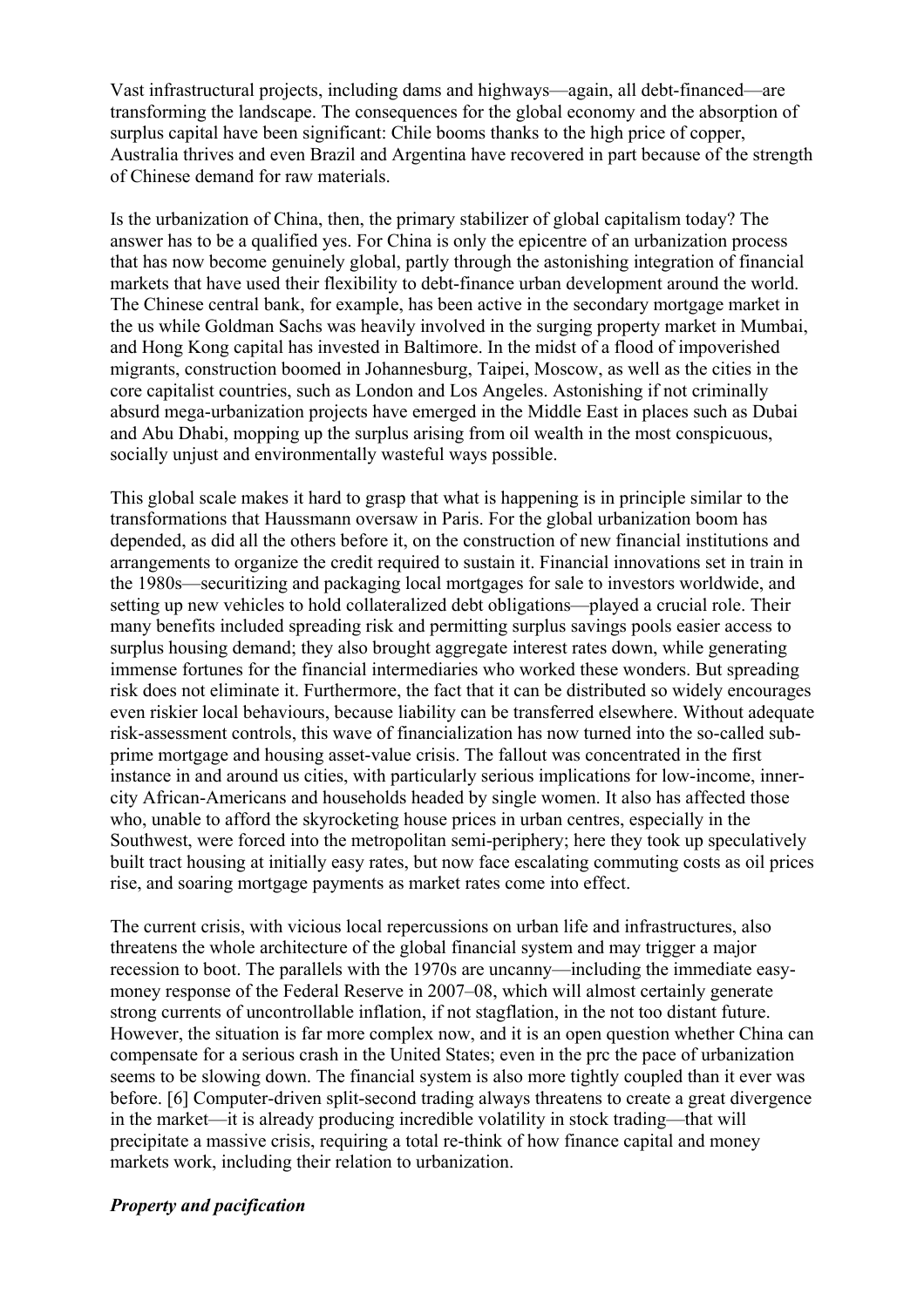Vast infrastructural projects, including dams and highways—again, all debt-financed—are transforming the landscape. The consequences for the global economy and the absorption of surplus capital have been significant: Chile booms thanks to the high price of copper, Australia thrives and even Brazil and Argentina have recovered in part because of the strength of Chinese demand for raw materials.

Is the urbanization of China, then, the primary stabilizer of global capitalism today? The answer has to be a qualified yes. For China is only the epicentre of an urbanization process that has now become genuinely global, partly through the astonishing integration of financial markets that have used their flexibility to debt-finance urban development around the world. The Chinese central bank, for example, has been active in the secondary mortgage market in the us while Goldman Sachs was heavily involved in the surging property market in Mumbai, and Hong Kong capital has invested in Baltimore. In the midst of a flood of impoverished migrants, construction boomed in Johannesburg, Taipei, Moscow, as well as the cities in the core capitalist countries, such as London and Los Angeles. Astonishing if not criminally absurd mega-urbanization projects have emerged in the Middle East in places such as Dubai and Abu Dhabi, mopping up the surplus arising from oil wealth in the most conspicuous, socially unjust and environmentally wasteful ways possible.

This global scale makes it hard to grasp that what is happening is in principle similar to the transformations that Haussmann oversaw in Paris. For the global urbanization boom has depended, as did all the others before it, on the construction of new financial institutions and arrangements to organize the credit required to sustain it. Financial innovations set in train in the 1980s—securitizing and packaging local mortgages for sale to investors worldwide, and setting up new vehicles to hold collateralized debt obligations—played a crucial role. Their many benefits included spreading risk and permitting surplus savings pools easier access to surplus housing demand; they also brought aggregate interest rates down, while generating immense fortunes for the financial intermediaries who worked these wonders. But spreading risk does not eliminate it. Furthermore, the fact that it can be distributed so widely encourages even riskier local behaviours, because liability can be transferred elsewhere. Without adequate risk-assessment controls, this wave of financialization has now turned into the so-called sub-prime mortgage and housing asset-value crisis. The fallout was concentrated in the first instance in and around us cities, with particularly serious implications for low-income, inner-city African-Americans and households headed by single women. It also has affected those who, unable to afford the skyrocketing house prices in urban centres, especially in the Southwest, were forced into the metropolitan semi-periphery; here they took up speculatively built tract housing at initially easy rates, but now face escalating commuting costs as oil prices rise, and soaring mortgage payments as market rates come into effect.

The current crisis, with vicious local repercussions on urban life and infrastructures, also threatens the whole architecture of the global financial system and may trigger a major recession to boot. The parallels with the 1970s are uncanny—including the immediate easy-money response of the Federal Reserve in 2007–08, which will almost certainly generate strong currents of uncontrollable inflation, if not stagflation, in the not too distant future. However, the situation is far more complex now, and it is an open question whether China can compensate for a serious crash in the United States; even in the prc the pace of urbanization seems to be slowing down. The financial system is also more tightly coupled than it ever was before. [6] Computer-driven split-second trading always threatens to create a great divergence in the market—it is already producing incredible volatility in stock trading—that will precipitate a massive crisis, requiring a total re-think of how finance capital and money markets work, including their relation to urbanization.

### *Property and pacification*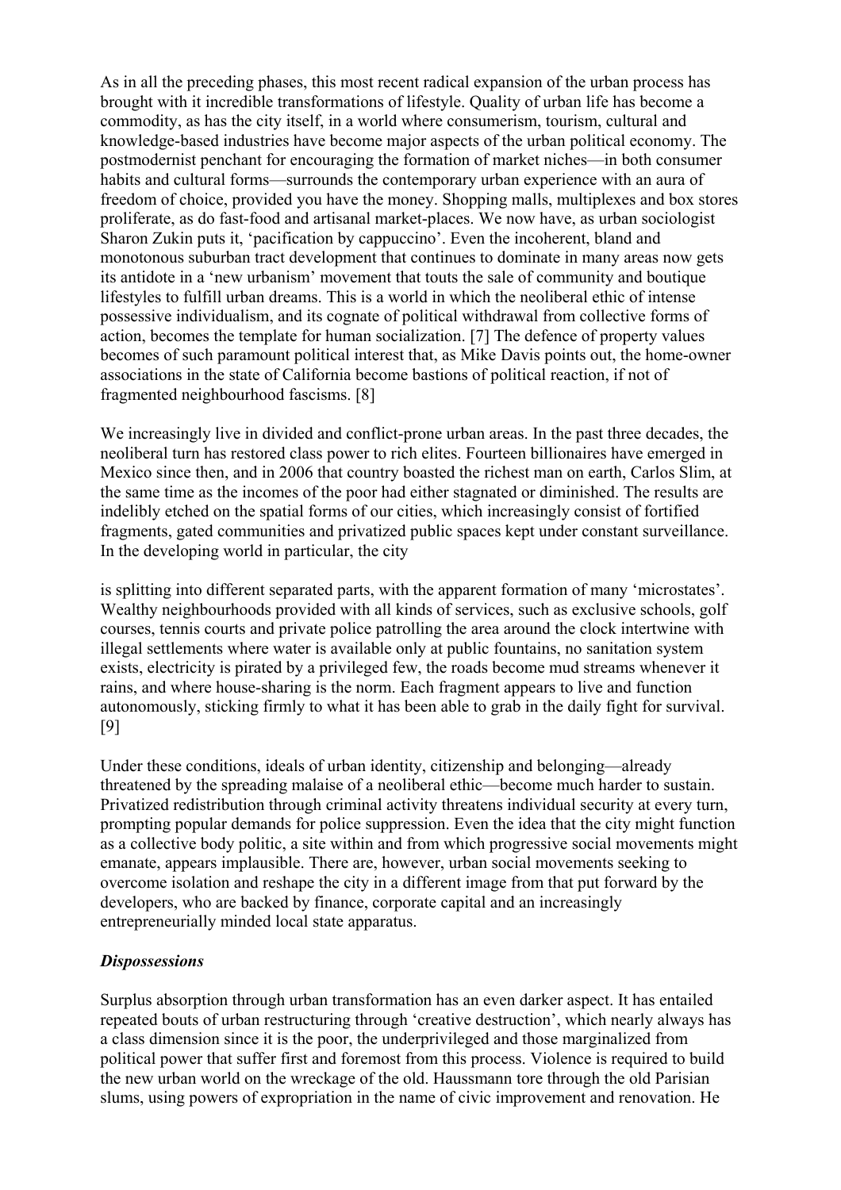As in all the preceding phases, this most recent radical expansion of the urban process has brought with it incredible transformations of lifestyle. Quality of urban life has become a commodity, as has the city itself, in a world where consumerism, tourism, cultural and knowledge-based industries have become major aspects of the urban political economy. The postmodernist penchant for encouraging the formation of market niches—in both consumer habits and cultural forms—surrounds the contemporary urban experience with an aura of freedom of choice, provided you have the money. Shopping malls, multiplexes and box stores proliferate, as do fast-food and artisanal market-places. We now have, as urban sociologist Sharon Zukin puts it, 'pacification by cappuccino'. Even the incoherent, bland and monotonous suburban tract development that continues to dominate in many areas now gets its antidote in a 'new urbanism' movement that touts the sale of community and boutique lifestyles to fulfill urban dreams. This is a world in which the neoliberal ethic of intense possessive individualism, and its cognate of political withdrawal from collective forms of action, becomes the template for human socialization. [7] The defence of property values becomes of such paramount political interest that, as Mike Davis points out, the home-owner associations in the state of California become bastions of political reaction, if not of fragmented neighbourhood fascisms. [8]

We increasingly live in divided and conflict-prone urban areas. In the past three decades, the neoliberal turn has restored class power to rich elites. Fourteen billionaires have emerged in Mexico since then, and in 2006 that country boasted the richest man on earth, Carlos Slim, at the same time as the incomes of the poor had either stagnated or diminished. The results are indelibly etched on the spatial forms of our cities, which increasingly consist of fortified fragments, gated communities and privatized public spaces kept under constant surveillance. In the developing world in particular, the city

> is splitting into different separated parts, with the apparent formation of many 'microstates'. Wealthy neighbourhoods provided with all kinds of services, such as exclusive schools, golf courses, tennis courts and private police patrolling the area around the clock intertwine with illegal settlements where water is available only at public fountains, no sanitation system exists, electricity is pirated by a privileged few, the roads become mud streams whenever it rains, and where house-sharing is the norm. Each fragment appears to live and function autonomously, sticking firmly to what it has been able to grab in the daily fight for survival. [9]

Under these conditions, ideals of urban identity, citizenship and belonging—already threatened by the spreading malaise of a neoliberal ethic—become much harder to sustain. Privatized redistribution through criminal activity threatens individual security at every turn, prompting popular demands for police suppression. Even the idea that the city might function as a collective body politic, a site within and from which progressive social movements might emanate, appears implausible. There are, however, urban social movements seeking to overcome isolation and reshape the city in a different image from that put forward by the developers, who are backed by finance, corporate capital and an increasingly entrepreneurially minded local state apparatus.

### *Dispossessions*

Surplus absorption through urban transformation has an even darker aspect. It has entailed repeated bouts of urban restructuring through 'creative destruction', which nearly always has a class dimension since it is the poor, the underprivileged and those marginalized from political power that suffer first and foremost from this process. Violence is required to build the new urban world on the wreckage of the old. Haussmann tore through the old Parisian slums, using powers of expropriation in the name of civic improvement and renovation. He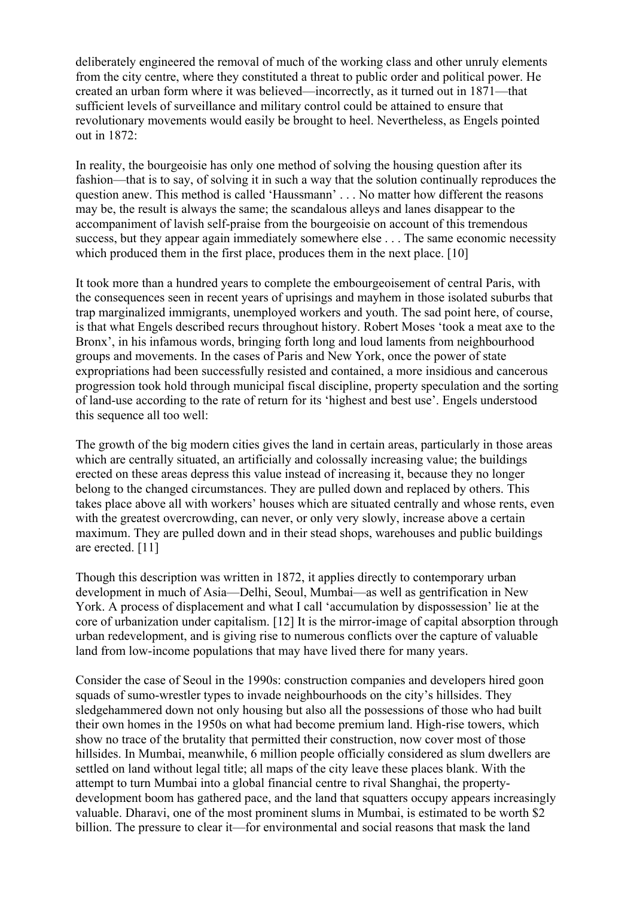deliberately engineered the removal of much of the working class and other unruly elements from the city centre, where they constituted a threat to public order and political power. He created an urban form where it was believed—incorrectly, as it turned out in 1871—that sufficient levels of surveillance and military control could be attained to ensure that revolutionary movements would easily be brought to heel. Nevertheless, as Engels pointed out in 1872:

In reality, the bourgeoisie has only one method of solving the housing question after its fashion—that is to say, of solving it in such a way that the solution continually reproduces the question anew. This method is called 'Haussmann' . . . No matter how different the reasons may be, the result is always the same; the scandalous alleys and lanes disappear to the accompaniment of lavish self-praise from the bourgeoisie on account of this tremendous success, but they appear again immediately somewhere else . . . The same economic necessity which produced them in the first place, produces them in the next place. [10]

It took more than a hundred years to complete the embourgeoisement of central Paris, with the consequences seen in recent years of uprisings and mayhem in those isolated suburbs that trap marginalized immigrants, unemployed workers and youth. The sad point here, of course, is that what Engels described recurs throughout history. Robert Moses 'took a meat axe to the Bronx', in his infamous words, bringing forth long and loud laments from neighbourhood groups and movements. In the cases of Paris and New York, once the power of state expropriations had been successfully resisted and contained, a more insidious and cancerous progression took hold through municipal fiscal discipline, property speculation and the sorting of land-use according to the rate of return for its 'highest and best use'. Engels understood this sequence all too well:

The growth of the big modern cities gives the land in certain areas, particularly in those areas which are centrally situated, an artificially and colossally increasing value; the buildings erected on these areas depress this value instead of increasing it, because they no longer belong to the changed circumstances. They are pulled down and replaced by others. This takes place above all with workers' houses which are situated centrally and whose rents, even with the greatest overcrowding, can never, or only very slowly, increase above a certain maximum. They are pulled down and in their stead shops, warehouses and public buildings are erected. [11]

Though this description was written in 1872, it applies directly to contemporary urban development in much of Asia—Delhi, Seoul, Mumbai—as well as gentrification in New York. A process of displacement and what I call 'accumulation by dispossession' lie at the core of urbanization under capitalism. [12] It is the mirror-image of capital absorption through urban redevelopment, and is giving rise to numerous conflicts over the capture of valuable land from low-income populations that may have lived there for many years.

Consider the case of Seoul in the 1990s: construction companies and developers hired goon squads of sumo-wrestler types to invade neighbourhoods on the city's hillsides. They sledgehammered down not only housing but also all the possessions of those who had built their own homes in the 1950s on what had become premium land. High-rise towers, which show no trace of the brutality that permitted their construction, now cover most of those hillsides. In Mumbai, meanwhile, 6 million people officially considered as slum dwellers are settled on land without legal title; all maps of the city leave these places blank. With the attempt to turn Mumbai into a global financial centre to rival Shanghai, the property-development boom has gathered pace, and the land that squatters occupy appears increasingly valuable. Dharavi, one of the most prominent slums in Mumbai, is estimated to be worth $2 billion. The pressure to clear it—for environmental and social reasons that mask the land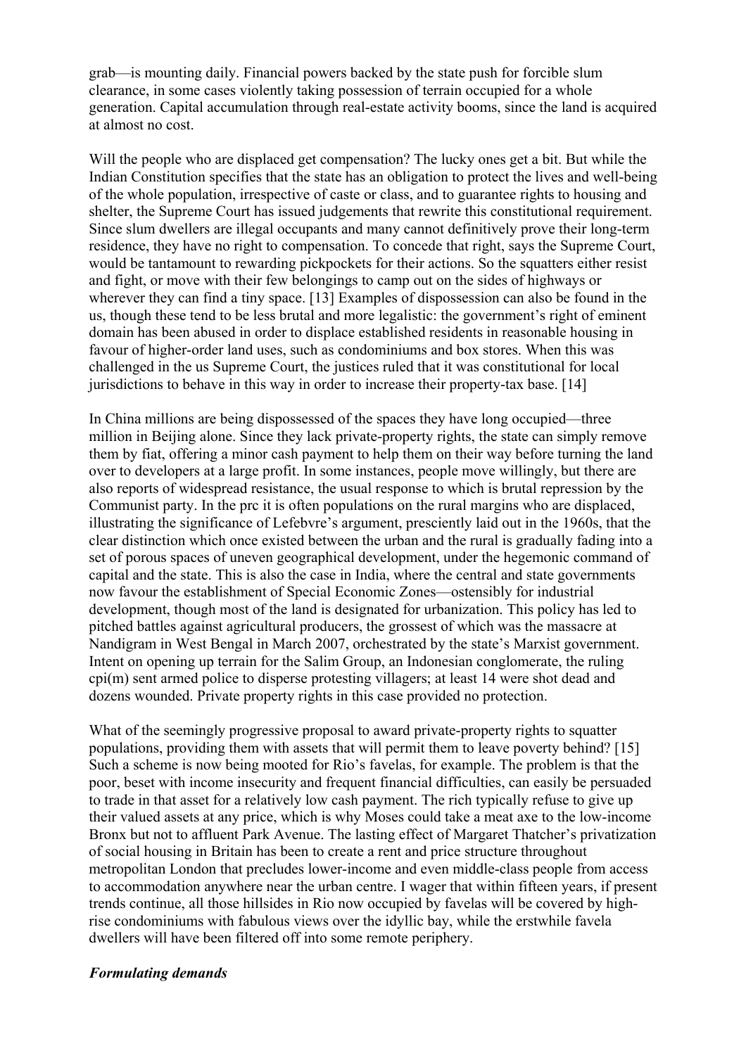grab—is mounting daily. Financial powers backed by the state push for forcible slum clearance, in some cases violently taking possession of terrain occupied for a whole generation. Capital accumulation through real-estate activity booms, since the land is acquired at almost no cost.

Will the people who are displaced get compensation? The lucky ones get a bit. But while the Indian Constitution specifies that the state has an obligation to protect the lives and well-being of the whole population, irrespective of caste or class, and to guarantee rights to housing and shelter, the Supreme Court has issued judgements that rewrite this constitutional requirement. Since slum dwellers are illegal occupants and many cannot definitively prove their long-term residence, they have no right to compensation. To concede that right, says the Supreme Court, would be tantamount to rewarding pickpockets for their actions. So the squatters either resist and fight, or move with their few belongings to camp out on the sides of highways or wherever they can find a tiny space. [13] Examples of dispossession can also be found in the us, though these tend to be less brutal and more legalistic: the government's right of eminent domain has been abused in order to displace established residents in reasonable housing in favour of higher-order land uses, such as condominiums and box stores. When this was challenged in the us Supreme Court, the justices ruled that it was constitutional for local jurisdictions to behave in this way in order to increase their property-tax base. [14]

In China millions are being dispossessed of the spaces they have long occupied—three million in Beijing alone. Since they lack private-property rights, the state can simply remove them by fiat, offering a minor cash payment to help them on their way before turning the land over to developers at a large profit. In some instances, people move willingly, but there are also reports of widespread resistance, the usual response to which is brutal repression by the Communist party. In the prc it is often populations on the rural margins who are displaced, illustrating the significance of Lefebvre's argument, presciently laid out in the 1960s, that the clear distinction which once existed between the urban and the rural is gradually fading into a set of porous spaces of uneven geographical development, under the hegemonic command of capital and the state. This is also the case in India, where the central and state governments now favour the establishment of Special Economic Zones—ostensibly for industrial development, though most of the land is designated for urbanization. This policy has led to pitched battles against agricultural producers, the grossest of which was the massacre at Nandigram in West Bengal in March 2007, orchestrated by the state's Marxist government. Intent on opening up terrain for the Salim Group, an Indonesian conglomerate, the ruling cpi(m) sent armed police to disperse protesting villagers; at least 14 were shot dead and dozens wounded. Private property rights in this case provided no protection.

What of the seemingly progressive proposal to award private-property rights to squatter populations, providing them with assets that will permit them to leave poverty behind? [15] Such a scheme is now being mooted for Rio's favelas, for example. The problem is that the poor, beset with income insecurity and frequent financial difficulties, can easily be persuaded to trade in that asset for a relatively low cash payment. The rich typically refuse to give up their valued assets at any price, which is why Moses could take a meat axe to the low-income Bronx but not to affluent Park Avenue. The lasting effect of Margaret Thatcher's privatization of social housing in Britain has been to create a rent and price structure throughout metropolitan London that precludes lower-income and even middle-class people from access to accommodation anywhere near the urban centre. I wager that within fifteen years, if present trends continue, all those hillsides in Rio now occupied by favelas will be covered by high-rise condominiums with fabulous views over the idyllic bay, while the erstwhile favela dwellers will have been filtered off into some remote periphery.

### *Formulating demands*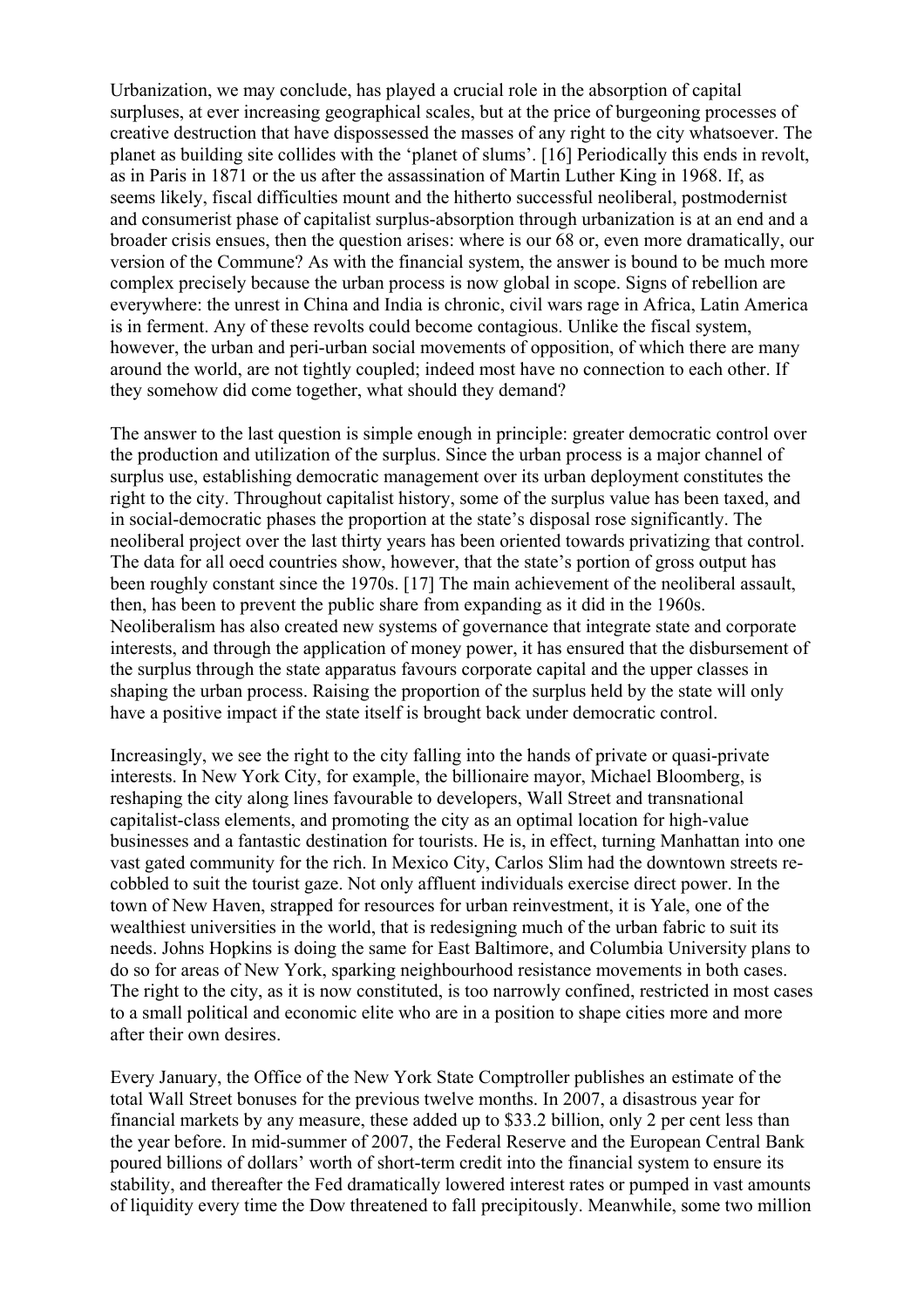Urbanization, we may conclude, has played a crucial role in the absorption of capital surpluses, at ever increasing geographical scales, but at the price of burgeoning processes of creative destruction that have dispossessed the masses of any right to the city whatsoever. The planet as building site collides with the 'planet of slums'. [16] Periodically this ends in revolt, as in Paris in 1871 or the us after the assassination of Martin Luther King in 1968. If, as seems likely, fiscal difficulties mount and the hitherto successful neoliberal, postmodernist and consumerist phase of capitalist surplus-absorption through urbanization is at an end and a broader crisis ensues, then the question arises: where is our 68 or, even more dramatically, our version of the Commune? As with the financial system, the answer is bound to be much more complex precisely because the urban process is now global in scope. Signs of rebellion are everywhere: the unrest in China and India is chronic, civil wars rage in Africa, Latin America is in ferment. Any of these revolts could become contagious. Unlike the fiscal system, however, the urban and peri-urban social movements of opposition, of which there are many around the world, are not tightly coupled; indeed most have no connection to each other. If they somehow did come together, what should they demand?

The answer to the last question is simple enough in principle: greater democratic control over the production and utilization of the surplus. Since the urban process is a major channel of surplus use, establishing democratic management over its urban deployment constitutes the right to the city. Throughout capitalist history, some of the surplus value has been taxed, and in social-democratic phases the proportion at the state's disposal rose significantly. The neoliberal project over the last thirty years has been oriented towards privatizing that control. The data for all oecd countries show, however, that the state's portion of gross output has been roughly constant since the 1970s. [17] The main achievement of the neoliberal assault, then, has been to prevent the public share from expanding as it did in the 1960s. Neoliberalism has also created new systems of governance that integrate state and corporate interests, and through the application of money power, it has ensured that the disbursement of the surplus through the state apparatus favours corporate capital and the upper classes in shaping the urban process. Raising the proportion of the surplus held by the state will only have a positive impact if the state itself is brought back under democratic control.

Increasingly, we see the right to the city falling into the hands of private or quasi-private interests. In New York City, for example, the billionaire mayor, Michael Bloomberg, is reshaping the city along lines favourable to developers, Wall Street and transnational capitalist-class elements, and promoting the city as an optimal location for high-value businesses and a fantastic destination for tourists. He is, in effect, turning Manhattan into one vast gated community for the rich. In Mexico City, Carlos Slim had the downtown streets re-cobbled to suit the tourist gaze. Not only affluent individuals exercise direct power. In the town of New Haven, strapped for resources for urban reinvestment, it is Yale, one of the wealthiest universities in the world, that is redesigning much of the urban fabric to suit its needs. Johns Hopkins is doing the same for East Baltimore, and Columbia University plans to do so for areas of New York, sparking neighbourhood resistance movements in both cases. The right to the city, as it is now constituted, is too narrowly confined, restricted in most cases to a small political and economic elite who are in a position to shape cities more and more after their own desires.

Every January, the Office of the New York State Comptroller publishes an estimate of the total Wall Street bonuses for the previous twelve months. In 2007, a disastrous year for financial markets by any measure, these added up to $33.2 billion, only 2 per cent less than the year before. In mid-summer of 2007, the Federal Reserve and the European Central Bank poured billions of dollars' worth of short-term credit into the financial system to ensure its stability, and thereafter the Fed dramatically lowered interest rates or pumped in vast amounts of liquidity every time the Dow threatened to fall precipitously. Meanwhile, some two million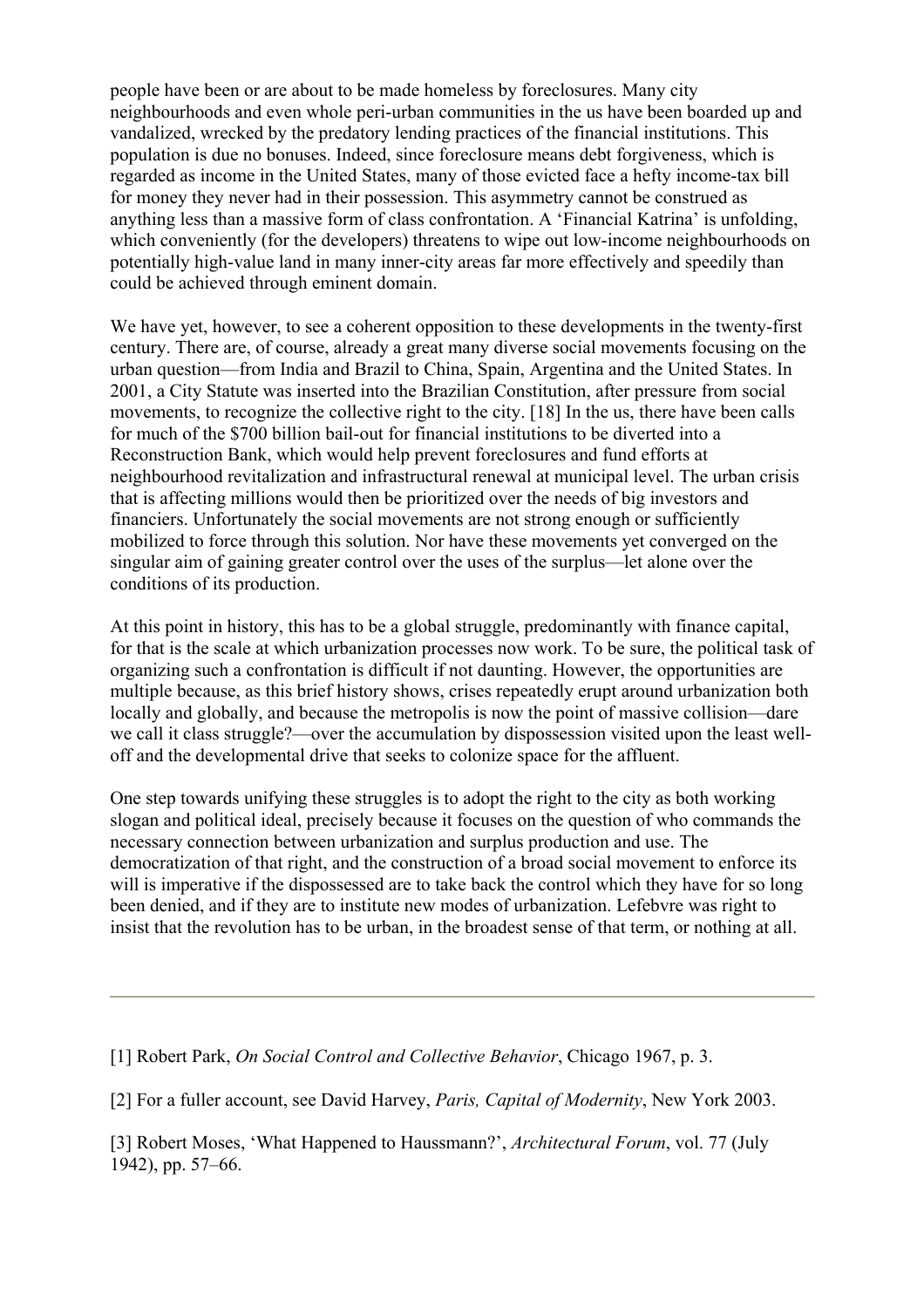people have been or are about to be made homeless by foreclosures. Many city neighbourhoods and even whole peri-urban communities in the us have been boarded up and vandalized, wrecked by the predatory lending practices of the financial institutions. This population is due no bonuses. Indeed, since foreclosure means debt forgiveness, which is regarded as income in the United States, many of those evicted face a hefty income-tax bill for money they never had in their possession. This asymmetry cannot be construed as anything less than a massive form of class confrontation. A 'Financial Katrina' is unfolding, which conveniently (for the developers) threatens to wipe out low-income neighbourhoods on potentially high-value land in many inner-city areas far more effectively and speedily than could be achieved through eminent domain.

We have yet, however, to see a coherent opposition to these developments in the twenty-first century. There are, of course, already a great many diverse social movements focusing on the urban question—from India and Brazil to China, Spain, Argentina and the United States. In 2001, a City Statute was inserted into the Brazilian Constitution, after pressure from social movements, to recognize the collective right to the city. [18] In the us, there have been calls for much of the $700 billion bail-out for financial institutions to be diverted into a Reconstruction Bank, which would help prevent foreclosures and fund efforts at neighbourhood revitalization and infrastructural renewal at municipal level. The urban crisis that is affecting millions would then be prioritized over the needs of big investors and financiers. Unfortunately the social movements are not strong enough or sufficiently mobilized to force through this solution. Nor have these movements yet converged on the singular aim of gaining greater control over the uses of the surplus—let alone over the conditions of its production.

At this point in history, this has to be a global struggle, predominantly with finance capital, for that is the scale at which urbanization processes now work. To be sure, the political task of organizing such a confrontation is difficult if not daunting. However, the opportunities are multiple because, as this brief history shows, crises repeatedly erupt around urbanization both locally and globally, and because the metropolis is now the point of massive collision—dare we call it class struggle?—over the accumulation by dispossession visited upon the least well-off and the developmental drive that seeks to colonize space for the affluent.

One step towards unifying these struggles is to adopt the right to the city as both working slogan and political ideal, precisely because it focuses on the question of who commands the necessary connection between urbanization and surplus production and use. The democratization of that right, and the construction of a broad social movement to enforce its will is imperative if the dispossessed are to take back the control which they have for so long been denied, and if they are to institute new modes of urbanization. Lefebvre was right to insist that the revolution has to be urban, in the broadest sense of that term, or nothing at all.

---

[1] Robert Park, *On Social Control and Collective Behavior*, Chicago 1967, p. 3.

[2] For a fuller account, see David Harvey, *Paris, Capital of Modernity*, New York 2003.

[3] Robert Moses, 'What Happened to Haussmann?', *Architectural Forum*, vol. 77 (July 1942), pp. 57–66.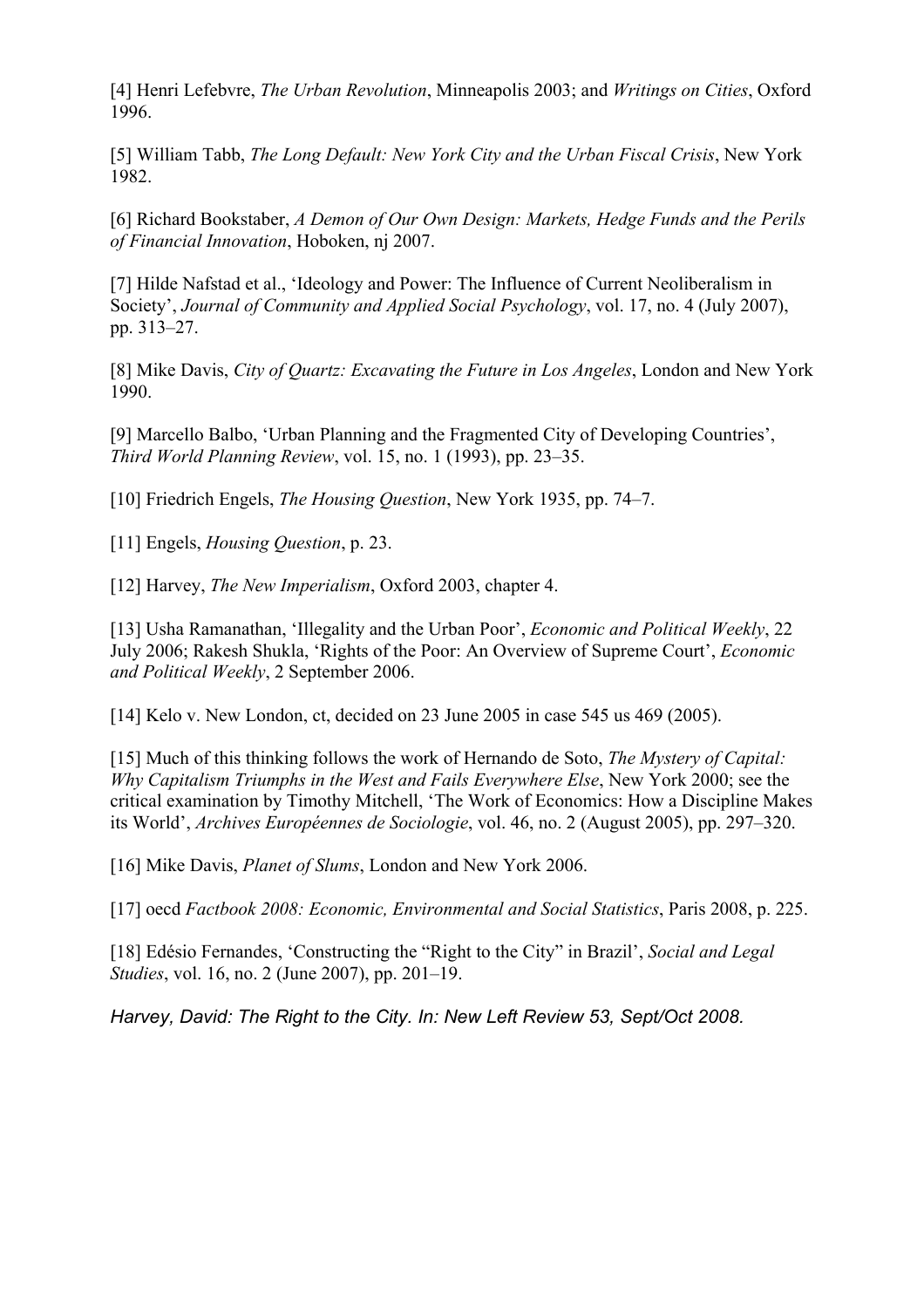[4] Henri Lefebvre, *The Urban Revolution*, Minneapolis 2003; and *Writings on Cities*, Oxford 1996.

[5] William Tabb, *The Long Default: New York City and the Urban Fiscal Crisis*, New York 1982.

[6] Richard Bookstaber, *A Demon of Our Own Design: Markets, Hedge Funds and the Perils of Financial Innovation*, Hoboken, nj 2007.

[7] Hilde Nafstad et al., 'Ideology and Power: The Influence of Current Neoliberalism in Society', *Journal of Community and Applied Social Psychology*, vol. 17, no. 4 (July 2007), pp. 313–27.

[8] Mike Davis, *City of Quartz: Excavating the Future in Los Angeles*, London and New York 1990.

[9] Marcello Balbo, 'Urban Planning and the Fragmented City of Developing Countries', *Third World Planning Review*, vol. 15, no. 1 (1993), pp. 23–35.

[10] Friedrich Engels, *The Housing Question*, New York 1935, pp. 74–7.

[11] Engels, *Housing Question*, p. 23.

[12] Harvey, *The New Imperialism*, Oxford 2003, chapter 4.

[13] Usha Ramanathan, 'Illegality and the Urban Poor', *Economic and Political Weekly*, 22 July 2006; Rakesh Shukla, 'Rights of the Poor: An Overview of Supreme Court', *Economic and Political Weekly*, 2 September 2006.

[14] Kelo v. New London, ct, decided on 23 June 2005 in case 545 us 469 (2005).

[15] Much of this thinking follows the work of Hernando de Soto, *The Mystery of Capital: Why Capitalism Triumphs in the West and Fails Everywhere Else*, New York 2000; see the critical examination by Timothy Mitchell, 'The Work of Economics: How a Discipline Makes its World', *Archives Européennes de Sociologie*, vol. 46, no. 2 (August 2005), pp. 297–320.

[16] Mike Davis, *Planet of Slums*, London and New York 2006.

[17] oecd *Factbook 2008: Economic, Environmental and Social Statistics*, Paris 2008, p. 225.

[18] Edésio Fernandes, 'Constructing the "Right to the City" in Brazil', *Social and Legal Studies*, vol. 16, no. 2 (June 2007), pp. 201–19.

*Harvey, David: The Right to the City. In: New Left Review 53, Sept/Oct 2008.*